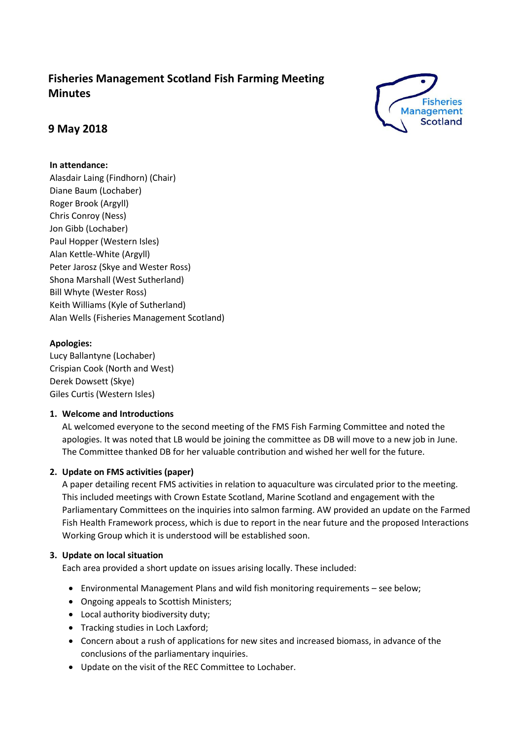# Fisheries Management Scotland Fish Farming Meeting Minutes

## 9 May 2018

**In attendance:**
Alasdair Laing (Findhorn) (Chair)
Diane Baum (Lochaber)
Roger Brook (Argyll)
Chris Conroy (Ness)
Jon Gibb (Lochaber)
Paul Hopper (Western Isles)
Alan Kettle-White (Argyll)
Peter Jarosz (Skye and Wester Ross)
Shona Marshall (West Sutherland)
Bill Whyte (Wester Ross)
Keith Williams (Kyle of Sutherland)
Alan Wells (Fisheries Management Scotland)

**Apologies:**
Lucy Ballantyne (Lochaber)
Crispian Cook (North and West)
Derek Dowsett (Skye)
Giles Curtis (Western Isles)

1. **Welcome and Introductions**
   AL welcomed everyone to the second meeting of the FMS Fish Farming Committee and noted the apologies. It was noted that LB would be joining the committee as DB will move to a new job in June. The Committee thanked DB for her valuable contribution and wished her well for the future.

2. **Update on FMS activities (paper)**
   A paper detailing recent FMS activities in relation to aquaculture was circulated prior to the meeting. This included meetings with Crown Estate Scotland, Marine Scotland and engagement with the Parliamentary Committees on the inquiries into salmon farming. AW provided an update on the Farmed Fish Health Framework process, which is due to report in the near future and the proposed Interactions Working Group which it is understood will be established soon.

3. **Update on local situation**
   Each area provided a short update on issues arising locally. These included:

   - Environmental Management Plans and wild fish monitoring requirements – see below;
   - Ongoing appeals to Scottish Ministers;
   - Local authority biodiversity duty;
   - Tracking studies in Loch Laxford;
   - Concern about a rush of applications for new sites and increased biomass, in advance of the conclusions of the parliamentary inquiries.
   - Update on the visit of the REC Committee to Lochaber.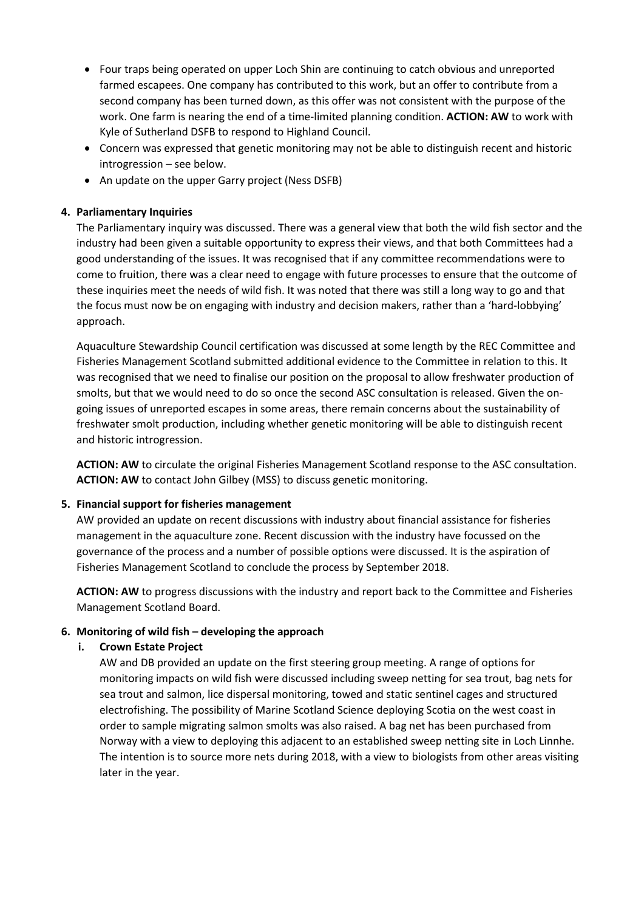- Four traps being operated on upper Loch Shin are continuing to catch obvious and unreported farmed escapees. One company has contributed to this work, but an offer to contribute from a second company has been turned down, as this offer was not consistent with the purpose of the work. One farm is nearing the end of a time-limited planning condition. **ACTION: AW** to work with Kyle of Sutherland DSFB to respond to Highland Council.
- Concern was expressed that genetic monitoring may not be able to distinguish recent and historic introgression – see below.
- An update on the upper Garry project (Ness DSFB)

**4. Parliamentary Inquiries**

The Parliamentary inquiry was discussed. There was a general view that both the wild fish sector and the industry had been given a suitable opportunity to express their views, and that both Committees had a good understanding of the issues. It was recognised that if any committee recommendations were to come to fruition, there was a clear need to engage with future processes to ensure that the outcome of these inquiries meet the needs of wild fish. It was noted that there was still a long way to go and that the focus must now be on engaging with industry and decision makers, rather than a 'hard-lobbying' approach.

Aquaculture Stewardship Council certification was discussed at some length by the REC Committee and Fisheries Management Scotland submitted additional evidence to the Committee in relation to this. It was recognised that we need to finalise our position on the proposal to allow freshwater production of smolts, but that we would need to do so once the second ASC consultation is released. Given the on-going issues of unreported escapes in some areas, there remain concerns about the sustainability of freshwater smolt production, including whether genetic monitoring will be able to distinguish recent and historic introgression.

**ACTION: AW** to circulate the original Fisheries Management Scotland response to the ASC consultation.
**ACTION: AW** to contact John Gilbey (MSS) to discuss genetic monitoring.

**5. Financial support for fisheries management**

AW provided an update on recent discussions with industry about financial assistance for fisheries management in the aquaculture zone. Recent discussion with the industry have focussed on the governance of the process and a number of possible options were discussed. It is the aspiration of Fisheries Management Scotland to conclude the process by September 2018.

**ACTION: AW** to progress discussions with the industry and report back to the Committee and Fisheries Management Scotland Board.

**6. Monitoring of wild fish – developing the approach**

**i. Crown Estate Project**

AW and DB provided an update on the first steering group meeting. A range of options for monitoring impacts on wild fish were discussed including sweep netting for sea trout, bag nets for sea trout and salmon, lice dispersal monitoring, towed and static sentinel cages and structured electrofishing. The possibility of Marine Scotland Science deploying Scotia on the west coast in order to sample migrating salmon smolts was also raised. A bag net has been purchased from Norway with a view to deploying this adjacent to an established sweep netting site in Loch Linnhe. The intention is to source more nets during 2018, with a view to biologists from other areas visiting later in the year.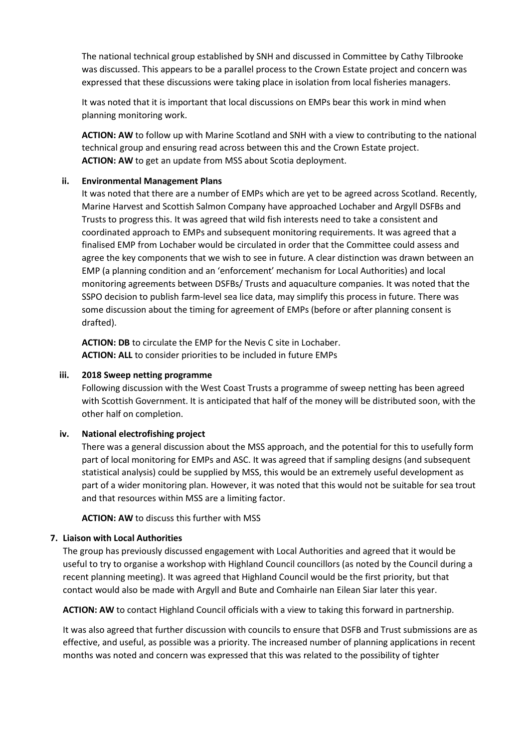The national technical group established by SNH and discussed in Committee by Cathy Tilbrooke was discussed. This appears to be a parallel process to the Crown Estate project and concern was expressed that these discussions were taking place in isolation from local fisheries managers.

It was noted that it is important that local discussions on EMPs bear this work in mind when planning monitoring work.

**ACTION: AW** to follow up with Marine Scotland and SNH with a view to contributing to the national technical group and ensuring read across between this and the Crown Estate project.
**ACTION: AW** to get an update from MSS about Scotia deployment.

**ii. Environmental Management Plans**

It was noted that there are a number of EMPs which are yet to be agreed across Scotland. Recently, Marine Harvest and Scottish Salmon Company have approached Lochaber and Argyll DSFBs and Trusts to progress this. It was agreed that wild fish interests need to take a consistent and coordinated approach to EMPs and subsequent monitoring requirements. It was agreed that a finalised EMP from Lochaber would be circulated in order that the Committee could assess and agree the key components that we wish to see in future. A clear distinction was drawn between an EMP (a planning condition and an 'enforcement' mechanism for Local Authorities) and local monitoring agreements between DSFBs/ Trusts and aquaculture companies. It was noted that the SSPO decision to publish farm-level sea lice data, may simplify this process in future. There was some discussion about the timing for agreement of EMPs (before or after planning consent is drafted).

**ACTION: DB** to circulate the EMP for the Nevis C site in Lochaber.
**ACTION: ALL** to consider priorities to be included in future EMPs

**iii. 2018 Sweep netting programme**

Following discussion with the West Coast Trusts a programme of sweep netting has been agreed with Scottish Government. It is anticipated that half of the money will be distributed soon, with the other half on completion.

**iv. National electrofishing project**

There was a general discussion about the MSS approach, and the potential for this to usefully form part of local monitoring for EMPs and ASC. It was agreed that if sampling designs (and subsequent statistical analysis) could be supplied by MSS, this would be an extremely useful development as part of a wider monitoring plan. However, it was noted that this would not be suitable for sea trout and that resources within MSS are a limiting factor.

**ACTION: AW** to discuss this further with MSS

**7. Liaison with Local Authorities**

The group has previously discussed engagement with Local Authorities and agreed that it would be useful to try to organise a workshop with Highland Council councillors (as noted by the Council during a recent planning meeting). It was agreed that Highland Council would be the first priority, but that contact would also be made with Argyll and Bute and Comhairle nan Eilean Siar later this year.

**ACTION: AW** to contact Highland Council officials with a view to taking this forward in partnership.

It was also agreed that further discussion with councils to ensure that DSFB and Trust submissions are as effective, and useful, as possible was a priority. The increased number of planning applications in recent months was noted and concern was expressed that this was related to the possibility of tighter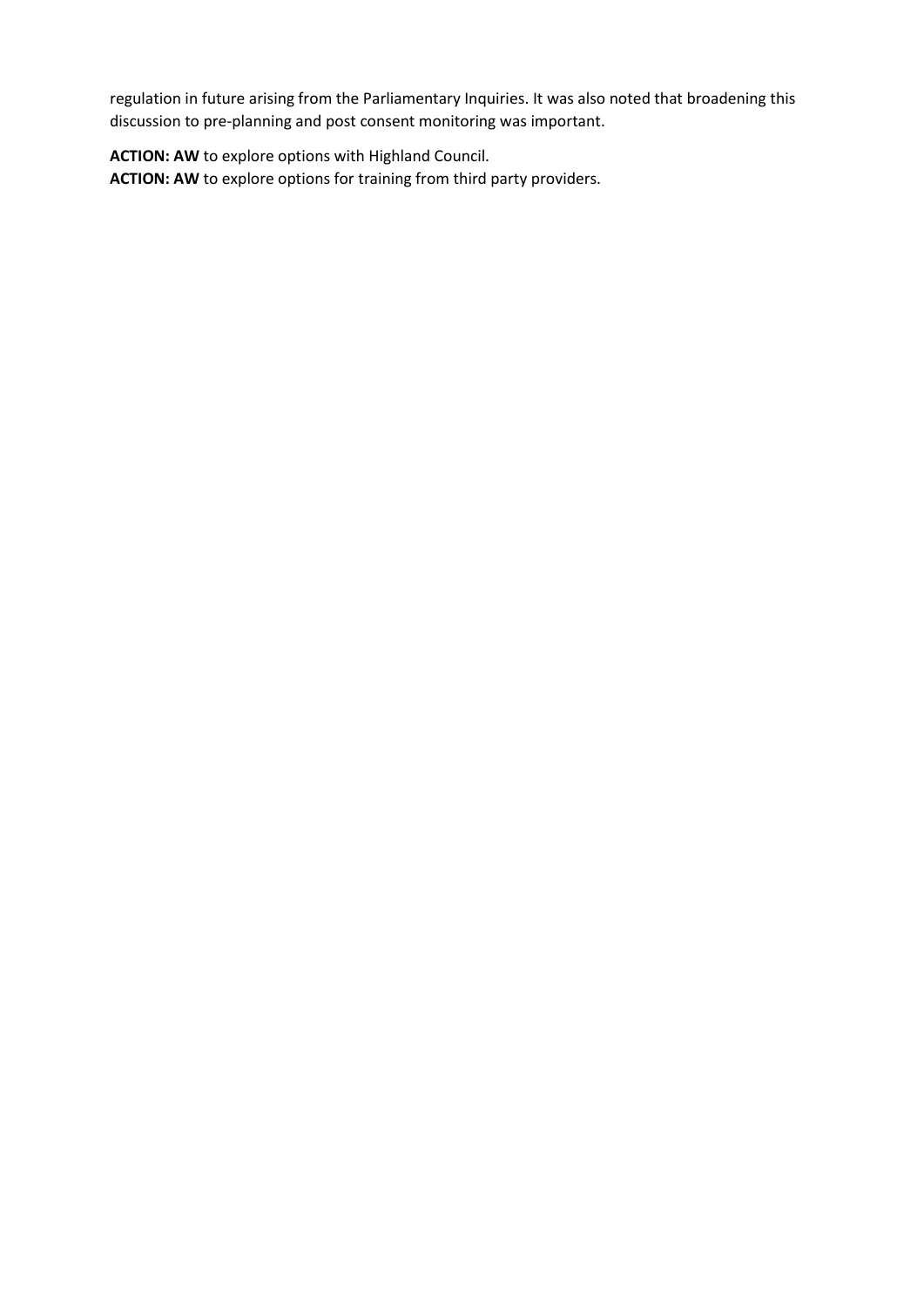regulation in future arising from the Parliamentary Inquiries. It was also noted that broadening this discussion to pre-planning and post consent monitoring was important.

**ACTION: AW** to explore options with Highland Council.
**ACTION: AW** to explore options for training from third party providers.